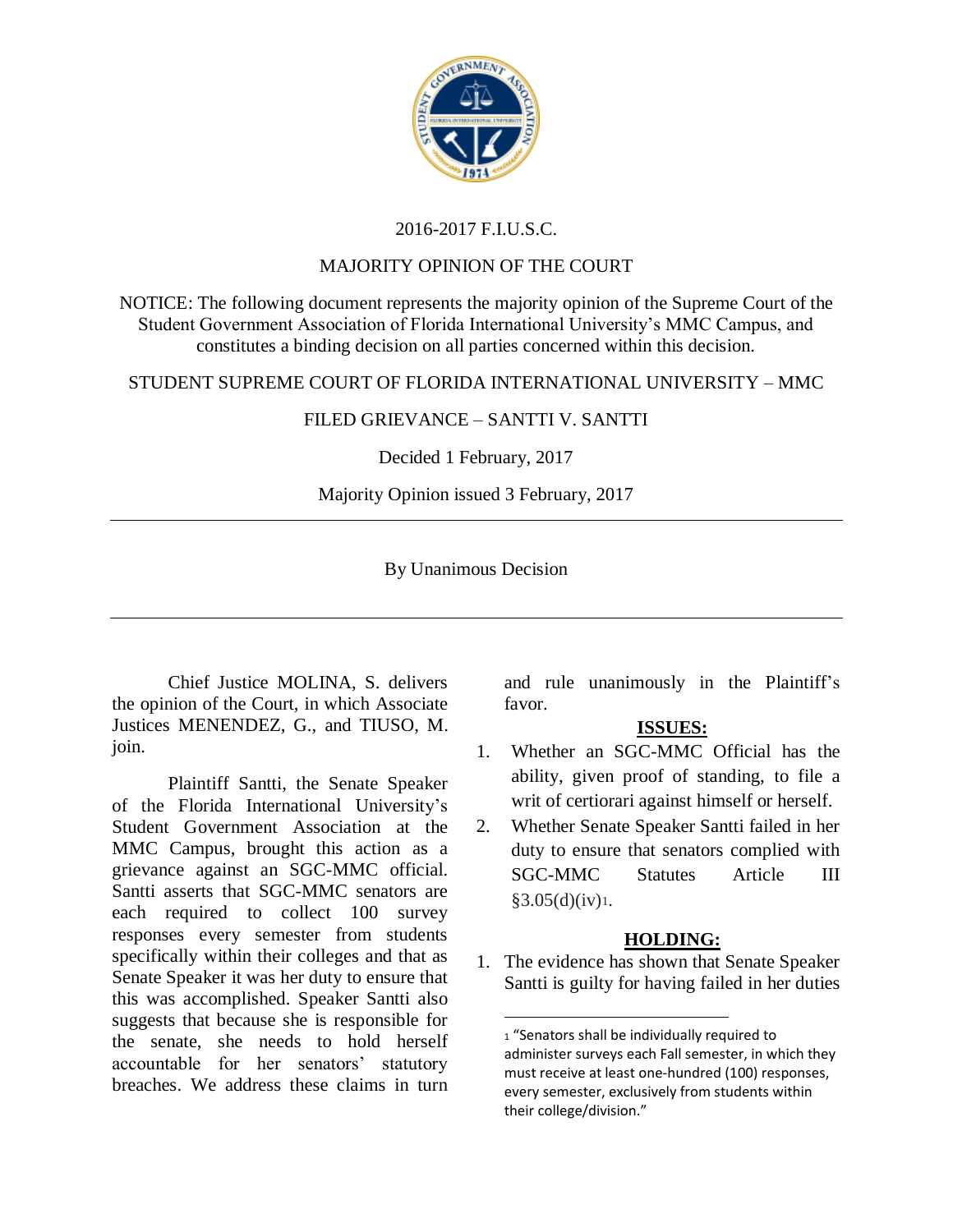2016-2017 F.I.U.S.C.

MAJORITY OPINION OF THE COURT

NOTICE: The following document represents the majority opinion of the Supreme Court of the Student Government Association of Florida International University's MMC Campus, and constitutes a binding decision on all parties concerned within this decision.

STUDENT SUPREME COURT OF FLORIDA INTERNATIONAL UNIVERSITY – MMC

FILED GRIEVANCE – SANTTI V. SANTTI

Decided 1 February, 2017

Majority Opinion issued 3 February, 2017

---

By Unanimous Decision

---

Chief Justice MOLINA, S. delivers the opinion of the Court, in which Associate Justices MENENDEZ, G., and TIUSO, M. join.

Plaintiff Santti, the Senate Speaker of the Florida International University's Student Government Association at the MMC Campus, brought this action as a grievance against an SGC-MMC official. Santti asserts that SGC-MMC senators are each required to collect 100 survey responses every semester from students specifically within their colleges and that as Senate Speaker it was her duty to ensure that this was accomplished. Speaker Santti also suggests that because she is responsible for the senate, she needs to hold herself accountable for her senators' statutory breaches. We address these claims in turn and rule unanimously in the Plaintiff's favor.

## ISSUES:

1. Whether an SGC-MMC Official has the ability, given proof of standing, to file a writ of certiorari against himself or herself.
2. Whether Senate Speaker Santti failed in her duty to ensure that senators complied with SGC-MMC Statutes Article III §3.05(d)(iv)[1].

## HOLDING:

1. The evidence has shown that Senate Speaker Santti is guilty for having failed in her duties

---

[1] "Senators shall be individually required to administer surveys each Fall semester, in which they must receive at least one-hundred (100) responses, every semester, exclusively from students within their college/division."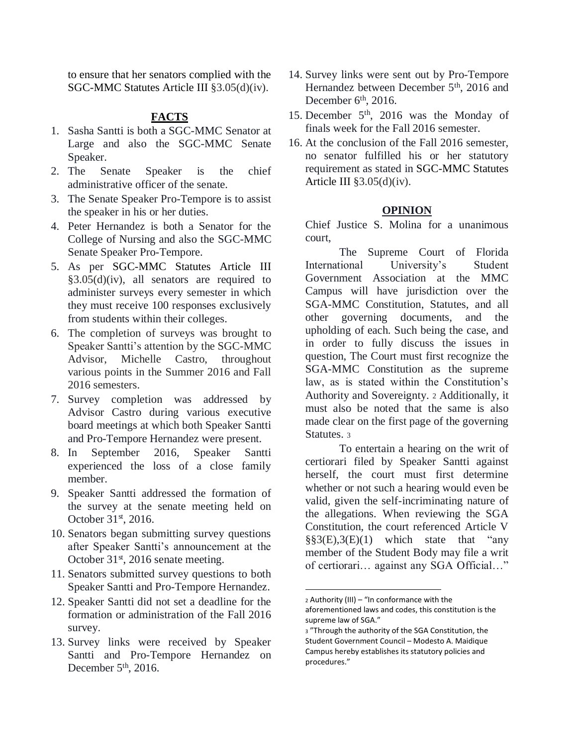to ensure that her senators complied with the SGC-MMC Statutes Article III §3.05(d)(iv).

## FACTS

1. Sasha Santti is both a SGC-MMC Senator at Large and also the SGC-MMC Senate Speaker.
2. The Senate Speaker is the chief administrative officer of the senate.
3. The Senate Speaker Pro-Tempore is to assist the speaker in his or her duties.
4. Peter Hernandez is both a Senator for the College of Nursing and also the SGC-MMC Senate Speaker Pro-Tempore.
5. As per SGC-MMC Statutes Article III §3.05(d)(iv), all senators are required to administer surveys every semester in which they must receive 100 responses exclusively from students within their colleges.
6. The completion of surveys was brought to Speaker Santti's attention by the SGC-MMC Advisor, Michelle Castro, throughout various points in the Summer 2016 and Fall 2016 semesters.
7. Survey completion was addressed by Advisor Castro during various executive board meetings at which both Speaker Santti and Pro-Tempore Hernandez were present.
8. In September 2016, Speaker Santti experienced the loss of a close family member.
9. Speaker Santti addressed the formation of the survey at the senate meeting held on October 31st, 2016.
10. Senators began submitting survey questions after Speaker Santti's announcement at the October 31st, 2016 senate meeting.
11. Senators submitted survey questions to both Speaker Santti and Pro-Tempore Hernandez.
12. Speaker Santti did not set a deadline for the formation or administration of the Fall 2016 survey.
13. Survey links were received by Speaker Santti and Pro-Tempore Hernandez on December 5th, 2016.
14. Survey links were sent out by Pro-Tempore Hernandez between December 5th, 2016 and December 6th, 2016.
15. December 5th, 2016 was the Monday of finals week for the Fall 2016 semester.
16. At the conclusion of the Fall 2016 semester, no senator fulfilled his or her statutory requirement as stated in SGC-MMC Statutes Article III §3.05(d)(iv).

## OPINION

Chief Justice S. Molina for a unanimous court,

The Supreme Court of Florida International University's Student Government Association at the MMC Campus will have jurisdiction over the SGA-MMC Constitution, Statutes, and all other governing documents, and the upholding of each. Such being the case, and in order to fully discuss the issues in question, The Court must first recognize the SGA-MMC Constitution as the supreme law, as is stated within the Constitution's Authority and Sovereignty. [2] Additionally, it must also be noted that the same is also made clear on the first page of the governing Statutes. [3]

To entertain a hearing on the writ of certiorari filed by Speaker Santti against herself, the court must first determine whether or not such a hearing would even be valid, given the self-incriminating nature of the allegations. When reviewing the SGA Constitution, the court referenced Article V §§3(E),3(E)(1) which state that "any member of the Student Body may file a writ of certiorari… against any SGA Official…"

[2] Authority (III) – "In conformance with the aforementioned laws and codes, this constitution is the supreme law of SGA."

[3] "Through the authority of the SGA Constitution, the Student Government Council – Modesto A. Maidique Campus hereby establishes its statutory policies and procedures."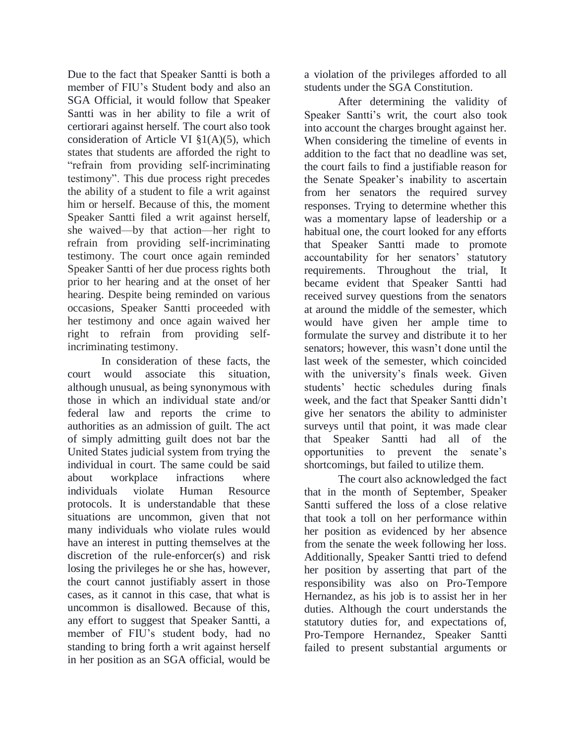Due to the fact that Speaker Santti is both a member of FIU's Student body and also an SGA Official, it would follow that Speaker Santti was in her ability to file a writ of certiorari against herself. The court also took consideration of Article VI §1(A)(5), which states that students are afforded the right to "refrain from providing self-incriminating testimony". This due process right precedes the ability of a student to file a writ against him or herself. Because of this, the moment Speaker Santti filed a writ against herself, she waived—by that action—her right to refrain from providing self-incriminating testimony. The court once again reminded Speaker Santti of her due process rights both prior to her hearing and at the onset of her hearing. Despite being reminded on various occasions, Speaker Santti proceeded with her testimony and once again waived her right to refrain from providing self-incriminating testimony.

In consideration of these facts, the court would associate this situation, although unusual, as being synonymous with those in which an individual state and/or federal law and reports the crime to authorities as an admission of guilt. The act of simply admitting guilt does not bar the United States judicial system from trying the individual in court. The same could be said about workplace infractions where individuals violate Human Resource protocols. It is understandable that these situations are uncommon, given that not many individuals who violate rules would have an interest in putting themselves at the discretion of the rule-enforcer(s) and risk losing the privileges he or she has, however, the court cannot justifiably assert in those cases, as it cannot in this case, that what is uncommon is disallowed. Because of this, any effort to suggest that Speaker Santti, a member of FIU's student body, had no standing to bring forth a writ against herself in her position as an SGA official, would be a violation of the privileges afforded to all students under the SGA Constitution.

After determining the validity of Speaker Santti's writ, the court also took into account the charges brought against her. When considering the timeline of events in addition to the fact that no deadline was set, the court fails to find a justifiable reason for the Senate Speaker's inability to ascertain from her senators the required survey responses. Trying to determine whether this was a momentary lapse of leadership or a habitual one, the court looked for any efforts that Speaker Santti made to promote accountability for her senators' statutory requirements. Throughout the trial, It became evident that Speaker Santti had received survey questions from the senators at around the middle of the semester, which would have given her ample time to formulate the survey and distribute it to her senators; however, this wasn't done until the last week of the semester, which coincided with the university's finals week. Given students' hectic schedules during finals week, and the fact that Speaker Santti didn't give her senators the ability to administer surveys until that point, it was made clear that Speaker Santti had all of the opportunities to prevent the senate's shortcomings, but failed to utilize them.

The court also acknowledged the fact that in the month of September, Speaker Santti suffered the loss of a close relative that took a toll on her performance within her position as evidenced by her absence from the senate the week following her loss. Additionally, Speaker Santti tried to defend her position by asserting that part of the responsibility was also on Pro-Tempore Hernandez, as his job is to assist her in her duties. Although the court understands the statutory duties for, and expectations of, Pro-Tempore Hernandez, Speaker Santti failed to present substantial arguments or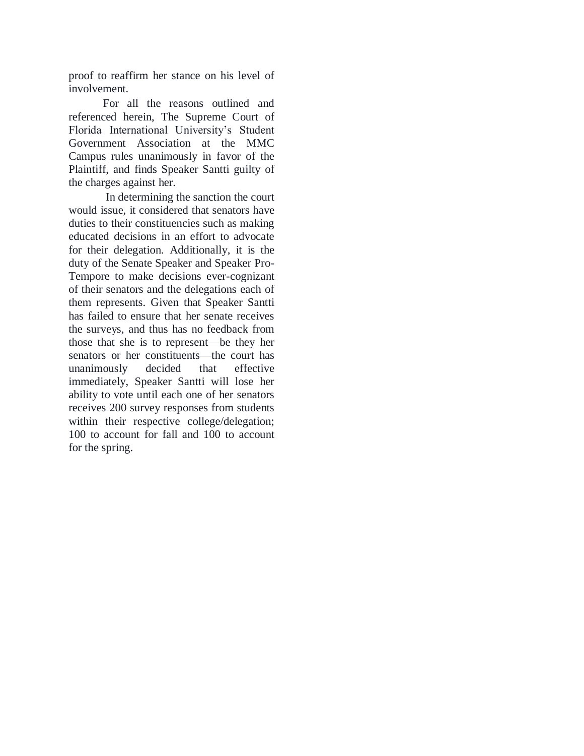proof to reaffirm her stance on his level of involvement.

For all the reasons outlined and referenced herein, The Supreme Court of Florida International University's Student Government Association at the MMC Campus rules unanimously in favor of the Plaintiff, and finds Speaker Santti guilty of the charges against her.

In determining the sanction the court would issue, it considered that senators have duties to their constituencies such as making educated decisions in an effort to advocate for their delegation. Additionally, it is the duty of the Senate Speaker and Speaker Pro-Tempore to make decisions ever-cognizant of their senators and the delegations each of them represents. Given that Speaker Santti has failed to ensure that her senate receives the surveys, and thus has no feedback from those that she is to represent—be they her senators or her constituents—the court has unanimously decided that effective immediately, Speaker Santti will lose her ability to vote until each one of her senators receives 200 survey responses from students within their respective college/delegation; 100 to account for fall and 100 to account for the spring.